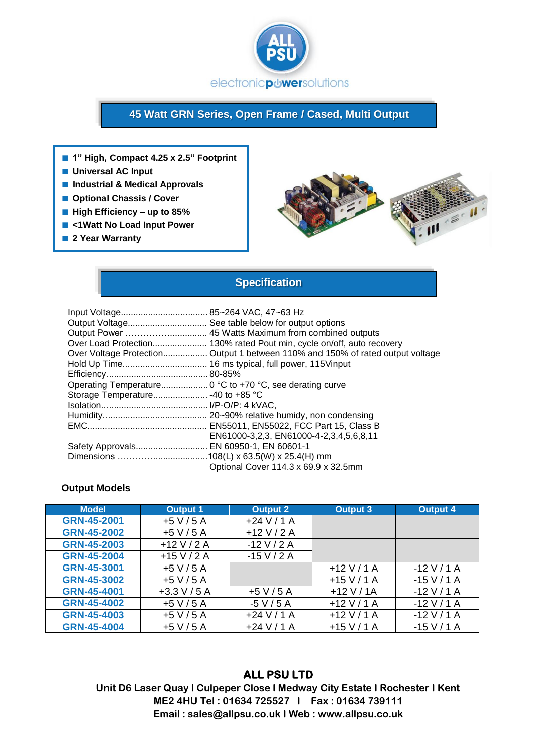ALL PSU

electronicpowersolutions

# 45 Watt GRN Series, Open Frame / Cased, Multi Output

- 1" High, Compact 4.25 x 2.5" Footprint
- Universal AC Input
- Industrial & Medical Approvals
- Optional Chassis / Cover
- High Efficiency – up to 85%
- <1Watt No Load Input Power
- 2 Year Warranty

## Specification

Input Voltage.................................. 85~264 VAC, 47~63 Hz
Output Voltage................................ See table below for output options
Output Power ……………............... 45 Watts Maximum from combined outputs
Over Load Protection...................... 130% rated Pout min, cycle on/off, auto recovery
Over Voltage Protection.................. Output 1 between 110% and 150% of rated output voltage
Hold Up Time.................................. 16 ms typical, full power, 115Vinput
Efficiency......................................... 80-85%
Operating Temperature................... 0 °C to +70 °C, see derating curve
Storage Temperature....................... -40 to +85 °C
Isolation........................................... I/P-O/P: 4 kVAC,
Humidity.......................................... 20~90% relative humidy, non condensing
EMC................................................. EN55011, EN55022, FCC Part 15, Class B
EN61000-3,2,3, EN61000-4-2,3,4,5,6,8,11
Safety Approvals............................. EN 60950-1, EN 60601-1
Dimensions ………........................108(L) x 63.5(W) x 25.4(H) mm
Optional Cover 114.3 x 69.9 x 32.5mm

### Output Models

| Model | Output 1 | Output 2 | Output 3 | Output 4 |
|---|---|---|---|---|
| GRN-45-2001 | +5 V / 5 A | +24 V / 1 A | | |
| GRN-45-2002 | +5 V / 5 A | +12 V / 2 A | | |
| GRN-45-2003 | +12 V / 2 A | -12 V / 2 A | | |
| GRN-45-2004 | +15 V / 2 A | -15 V / 2 A | | |
| GRN-45-3001 | +5 V / 5 A | | +12 V / 1 A | -12 V / 1 A |
| GRN-45-3002 | +5 V / 5 A | | +15 V / 1 A | -15 V / 1 A |
| GRN-45-4001 | +3.3 V / 5 A | +5 V / 5 A | +12 V / 1A | -12 V / 1 A |
| GRN-45-4002 | +5 V / 5 A | -5 V / 5 A | +12 V / 1 A | -12 V / 1 A |
| GRN-45-4003 | +5 V / 5 A | +24 V / 1 A | +12 V / 1 A | -12 V / 1 A |
| GRN-45-4004 | +5 V / 5 A | +24 V / 1 A | +15 V / 1 A | -15 V / 1 A |

**ALL PSU LTD**
**Unit D6 Laser Quay I Culpeper Close I Medway City Estate I Rochester I Kent**
**ME2 4HU Tel : 01634 725527 I Fax : 01634 739111**
**Email : sales@allpsu.co.uk I Web : www.allpsu.co.uk**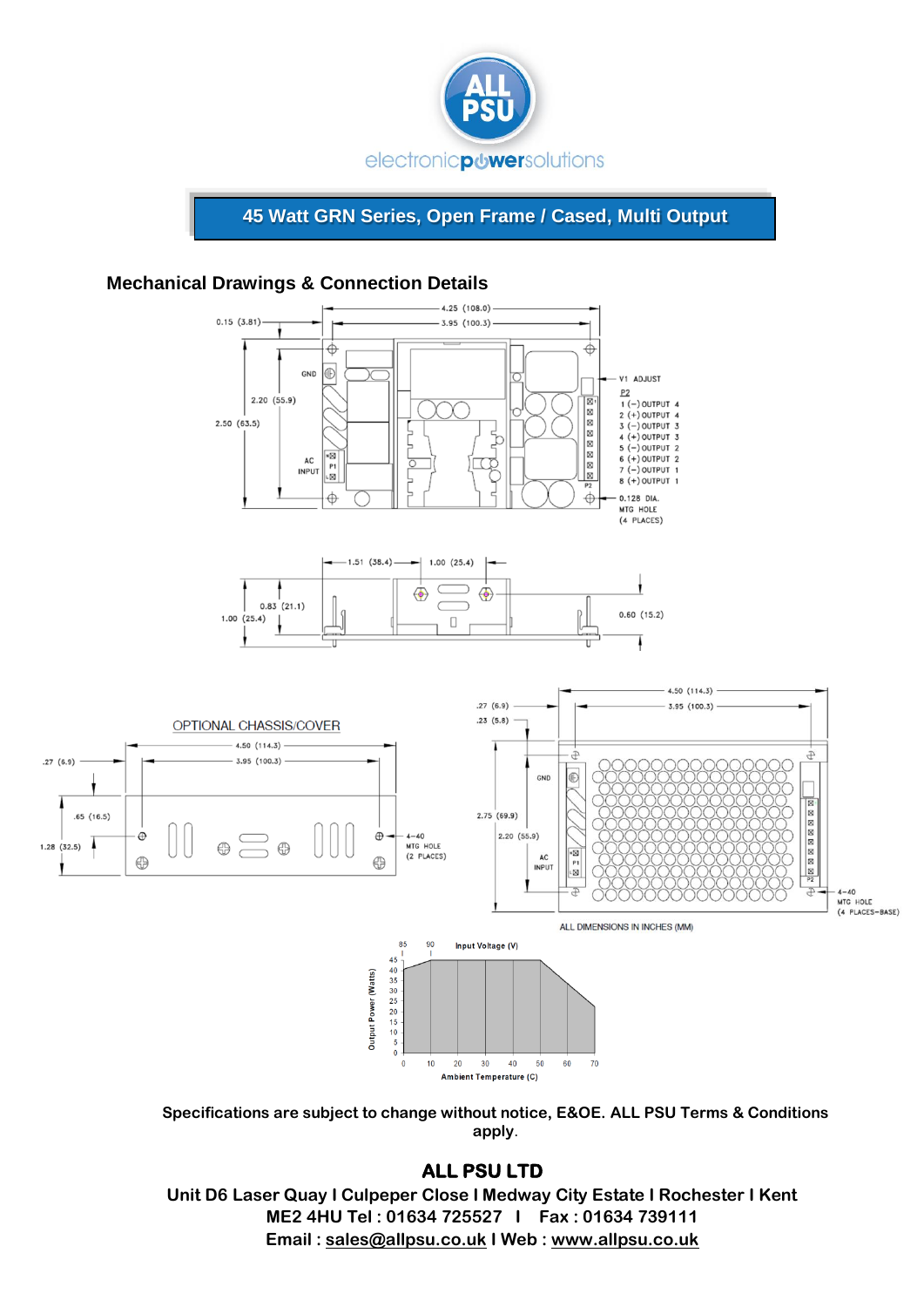# 45 Watt GRN Series, Open Frame / Cased, Multi Output

## Mechanical Drawings & Connection Details

0.15 (3.81)
4.25 (108.0)
3.95 (100.3)
2.20 (55.9)
2.50 (63.5)
GND
AC INPUT
P1
V1 ADJUST
P2
1 (−) OUTPUT 4
2 (+) OUTPUT 4
3 (−) OUTPUT 3
4 (+) OUTPUT 3
5 (−) OUTPUT 2
6 (+) OUTPUT 2
7 (−) OUTPUT 1
8 (+) OUTPUT 1
0.128 DIA. MTG HOLE (4 PLACES)

1.51 (38.4)
1.00 (25.4)
0.83 (21.1)
1.00 (25.4)
0.60 (15.2)

OPTIONAL CHASSIS/COVER

.27 (6.9)
4.50 (114.3)
3.95 (100.3)
.65 (16.5)
1.28 (32.5)
4–40 MTG HOLE (2 PLACES)

.27 (6.9)
.23 (5.8)
4.50 (114.3)
3.95 (100.3)
2.75 (69.9)
2.20 (55.9)
GND
AC INPUT
P1
P2
4–40 MTG HOLE (4 PLACES–BASE)

ALL DIMENSIONS IN INCHES (MM)

85
90
Input Voltage (V)
Output Power (Watts)
45
40
35
30
25
20
15
10
5
0
0
10
20
30
40
50
60
70
Ambient Temperature (C)

**Specifications are subject to change without notice, E&OE. ALL PSU Terms & Conditions apply.**

**ALL PSU LTD**

**Unit D6 Laser Quay I Culpeper Close I Medway City Estate I Rochester I Kent ME2 4HU Tel : 01634 725527 I Fax : 01634 739111**

**Email : sales@allpsu.co.uk I Web : www.allpsu.co.uk**